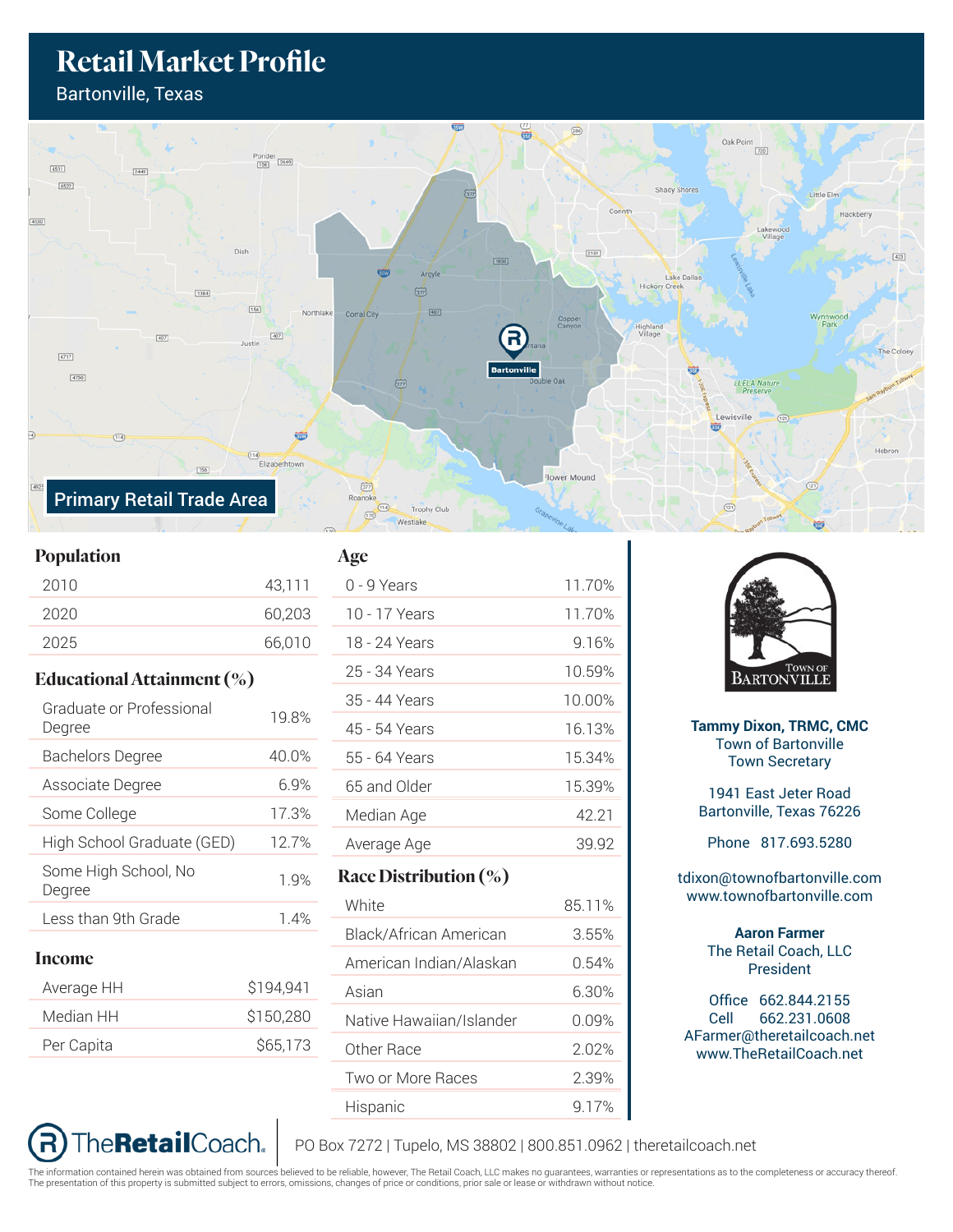# Retail Market Profile

Bartonville, Texas

Primary Retail Trade Area

## Population

| | |
|---|---|
| 2010 | 43,111 |
| 2020 | 60,203 |
| 2025 | 66,010 |

## Educational Attainment (%)

| | |
|---|---|
| Graduate or Professional Degree | 19.8% |
| Bachelors Degree | 40.0% |
| Associate Degree | 6.9% |
| Some College | 17.3% |
| High School Graduate (GED) | 12.7% |
| Some High School, No Degree | 1.9% |
| Less than 9th Grade | 1.4% |

## Income

| | |
|---|---|
| Average HH | $194,941 |
| Median HH | $150,280 |
| Per Capita | $65,173 |

## Age

| | |
|---|---|
| 0 - 9 Years | 11.70% |
| 10 - 17 Years | 11.70% |
| 18 - 24 Years | 9.16% |
| 25 - 34 Years | 10.59% |
| 35 - 44 Years | 10.00% |
| 45 - 54 Years | 16.13% |
| 55 - 64 Years | 15.34% |
| 65 and Older | 15.39% |
| Median Age | 42.21 |
| Average Age | 39.92 |

## Race Distribution (%)

| | |
|---|---|
| White | 85.11% |
| Black/African American | 3.55% |
| American Indian/Alaskan | 0.54% |
| Asian | 6.30% |
| Native Hawaiian/Islander | 0.09% |
| Other Race | 2.02% |
| Two or More Races | 2.39% |
| Hispanic | 9.17% |

Town of Bartonville

**Tammy Dixon, TRMC, CMC**
Town of Bartonville
Town Secretary

1941 East Jeter Road
Bartonville, Texas 76226

Phone 817.693.5280

tdixon@townofbartonville.com
www.townofbartonville.com

**Aaron Farmer**
The Retail Coach, LLC
President

Office 662.844.2155
Cell 662.231.0608
AFarmer@theretailcoach.net
www.TheRetailCoach.net

TheRetailCoach. | PO Box 7272 | Tupelo, MS 38802 | 800.851.0962 | theretailcoach.net

The information contained herein was obtained from sources believed to be reliable, however, The Retail Coach, LLC makes no guarantees, warranties or representations as to the completeness or accuracy thereof. The presentation of this property is submitted subject to errors, omissions, change of price or conditions, prior sale or lease or withdrawn without notice.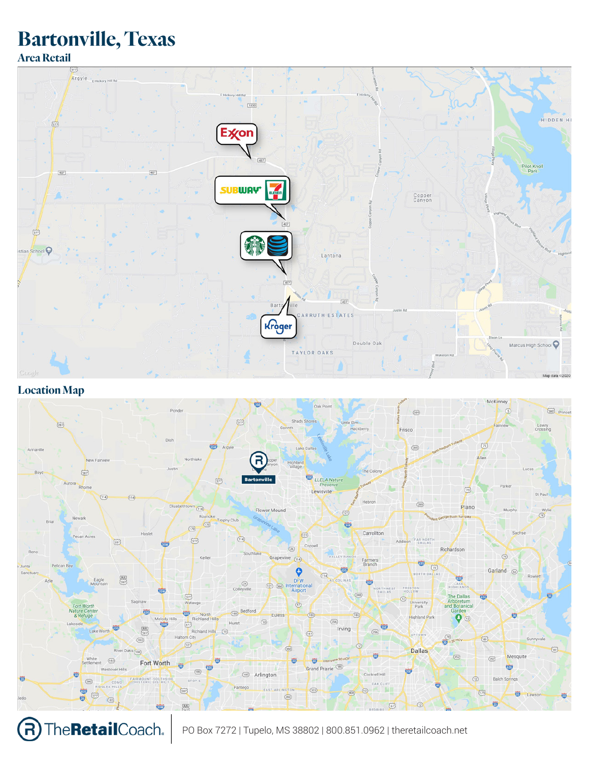# Bartonville, Texas

## Area Retail

## Location Map

TheRetailCoach. | PO Box 7272 | Tupelo, MS 38802 | 800.851.0962 | theretailcoach.net